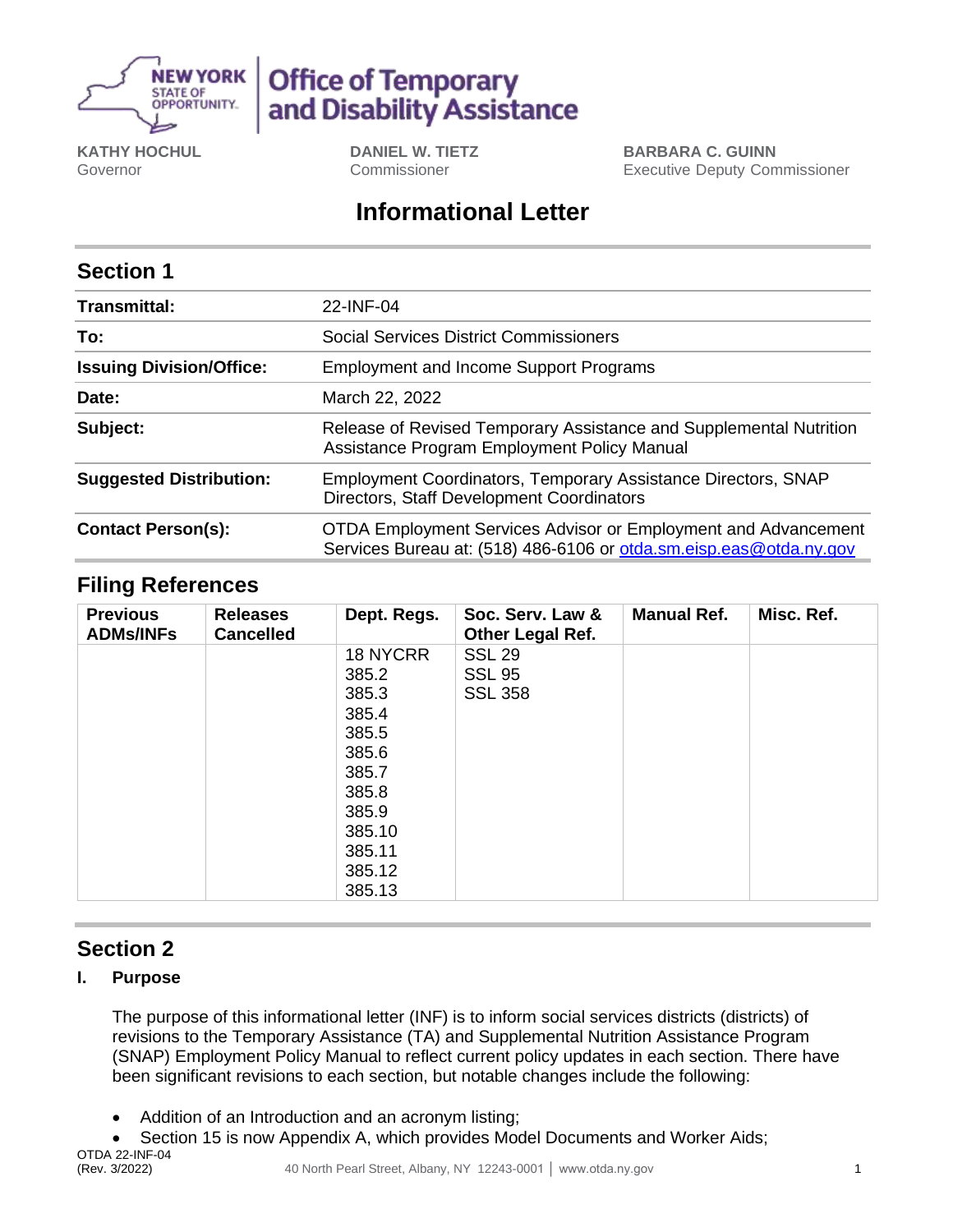**Office of Temporary and Disability Assistance**

**KATHY HOCHUL**
Governor

**DANIEL W. TIETZ**
Commissioner

**BARBARA C. GUINN**
Executive Deputy Commissioner

# Informational Letter

## Section 1

| | |
|---|---|
| **Transmittal:** | 22-INF-04 |
| **To:** | Social Services District Commissioners |
| **Issuing Division/Office:** | Employment and Income Support Programs |
| **Date:** | March 22, 2022 |
| **Subject:** | Release of Revised Temporary Assistance and Supplemental Nutrition Assistance Program Employment Policy Manual |
| **Suggested Distribution:** | Employment Coordinators, Temporary Assistance Directors, SNAP Directors, Staff Development Coordinators |
| **Contact Person(s):** | OTDA Employment Services Advisor or Employment and Advancement Services Bureau at: (518) 486-6106 or otda.sm.eisp.eas@otda.ny.gov |

## Filing References

| Previous ADMs/INFs | Releases Cancelled | Dept. Regs. | Soc. Serv. Law & Other Legal Ref. | Manual Ref. | Misc. Ref. |
|---|---|---|---|---|---|
| | | 18 NYCRR 385.2 385.3 385.4 385.5 385.6 385.7 385.8 385.9 385.10 385.11 385.12 385.13 | SSL 29 SSL 95 SSL 358 | | |

## Section 2

### I. Purpose

The purpose of this informational letter (INF) is to inform social services districts (districts) of revisions to the Temporary Assistance (TA) and Supplemental Nutrition Assistance Program (SNAP) Employment Policy Manual to reflect current policy updates in each section. There have been significant revisions to each section, but notable changes include the following:

- Addition of an Introduction and an acronym listing;
- Section 15 is now Appendix A, which provides Model Documents and Worker Aids;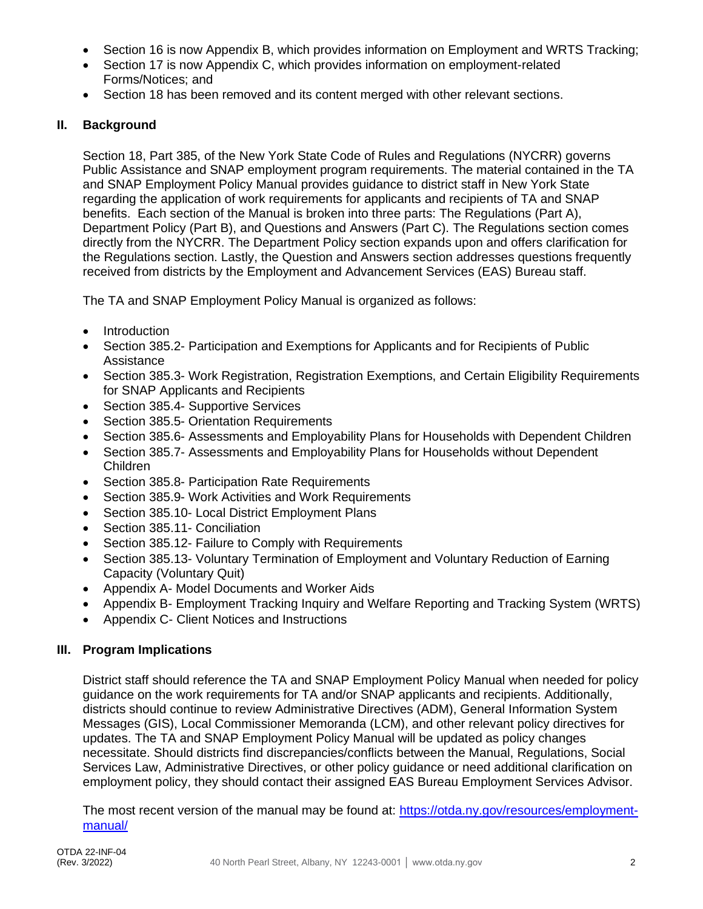- Section 16 is now Appendix B, which provides information on Employment and WRTS Tracking;
- Section 17 is now Appendix C, which provides information on employment-related Forms/Notices; and
- Section 18 has been removed and its content merged with other relevant sections.

## II. Background

Section 18, Part 385, of the New York State Code of Rules and Regulations (NYCRR) governs Public Assistance and SNAP employment program requirements. The material contained in the TA and SNAP Employment Policy Manual provides guidance to district staff in New York State regarding the application of work requirements for applicants and recipients of TA and SNAP benefits. Each section of the Manual is broken into three parts: The Regulations (Part A), Department Policy (Part B), and Questions and Answers (Part C). The Regulations section comes directly from the NYCRR. The Department Policy section expands upon and offers clarification for the Regulations section. Lastly, the Question and Answers section addresses questions frequently received from districts by the Employment and Advancement Services (EAS) Bureau staff.

The TA and SNAP Employment Policy Manual is organized as follows:

- Introduction
- Section 385.2- Participation and Exemptions for Applicants and for Recipients of Public Assistance
- Section 385.3- Work Registration, Registration Exemptions, and Certain Eligibility Requirements for SNAP Applicants and Recipients
- Section 385.4- Supportive Services
- Section 385.5- Orientation Requirements
- Section 385.6- Assessments and Employability Plans for Households with Dependent Children
- Section 385.7- Assessments and Employability Plans for Households without Dependent Children
- Section 385.8- Participation Rate Requirements
- Section 385.9- Work Activities and Work Requirements
- Section 385.10- Local District Employment Plans
- Section 385.11- Conciliation
- Section 385.12- Failure to Comply with Requirements
- Section 385.13- Voluntary Termination of Employment and Voluntary Reduction of Earning Capacity (Voluntary Quit)
- Appendix A- Model Documents and Worker Aids
- Appendix B- Employment Tracking Inquiry and Welfare Reporting and Tracking System (WRTS)
- Appendix C- Client Notices and Instructions

## III. Program Implications

District staff should reference the TA and SNAP Employment Policy Manual when needed for policy guidance on the work requirements for TA and/or SNAP applicants and recipients. Additionally, districts should continue to review Administrative Directives (ADM), General Information System Messages (GIS), Local Commissioner Memoranda (LCM), and other relevant policy directives for updates. The TA and SNAP Employment Policy Manual will be updated as policy changes necessitate. Should districts find discrepancies/conflicts between the Manual, Regulations, Social Services Law, Administrative Directives, or other policy guidance or need additional clarification on employment policy, they should contact their assigned EAS Bureau Employment Services Advisor.

The most recent version of the manual may be found at: [https://otda.ny.gov/resources/employment-manual/](https://otda.ny.gov/resources/employment-manual/)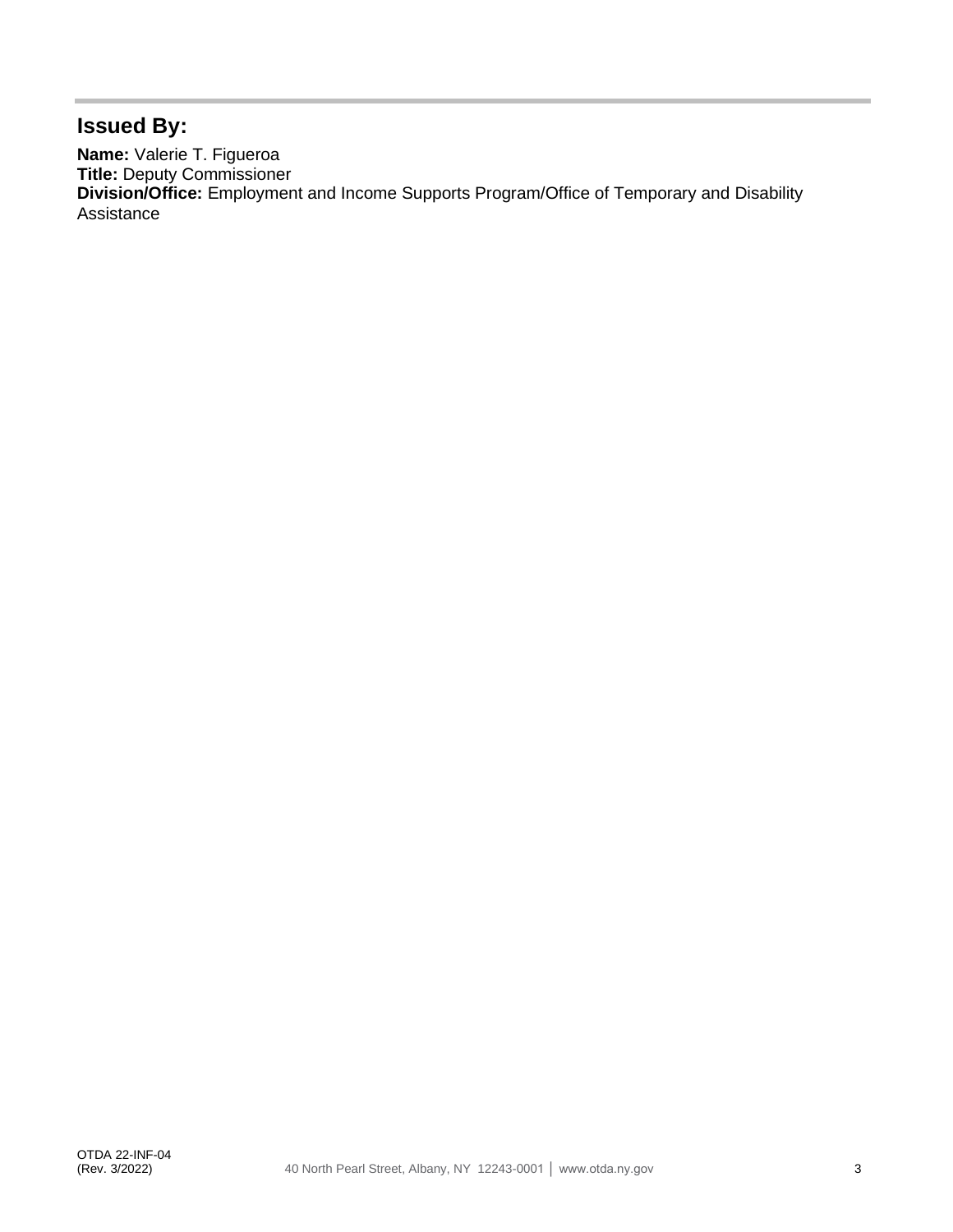## Issued By:

**Name:** Valerie T. Figueroa
**Title:** Deputy Commissioner
**Division/Office:** Employment and Income Supports Program/Office of Temporary and Disability Assistance